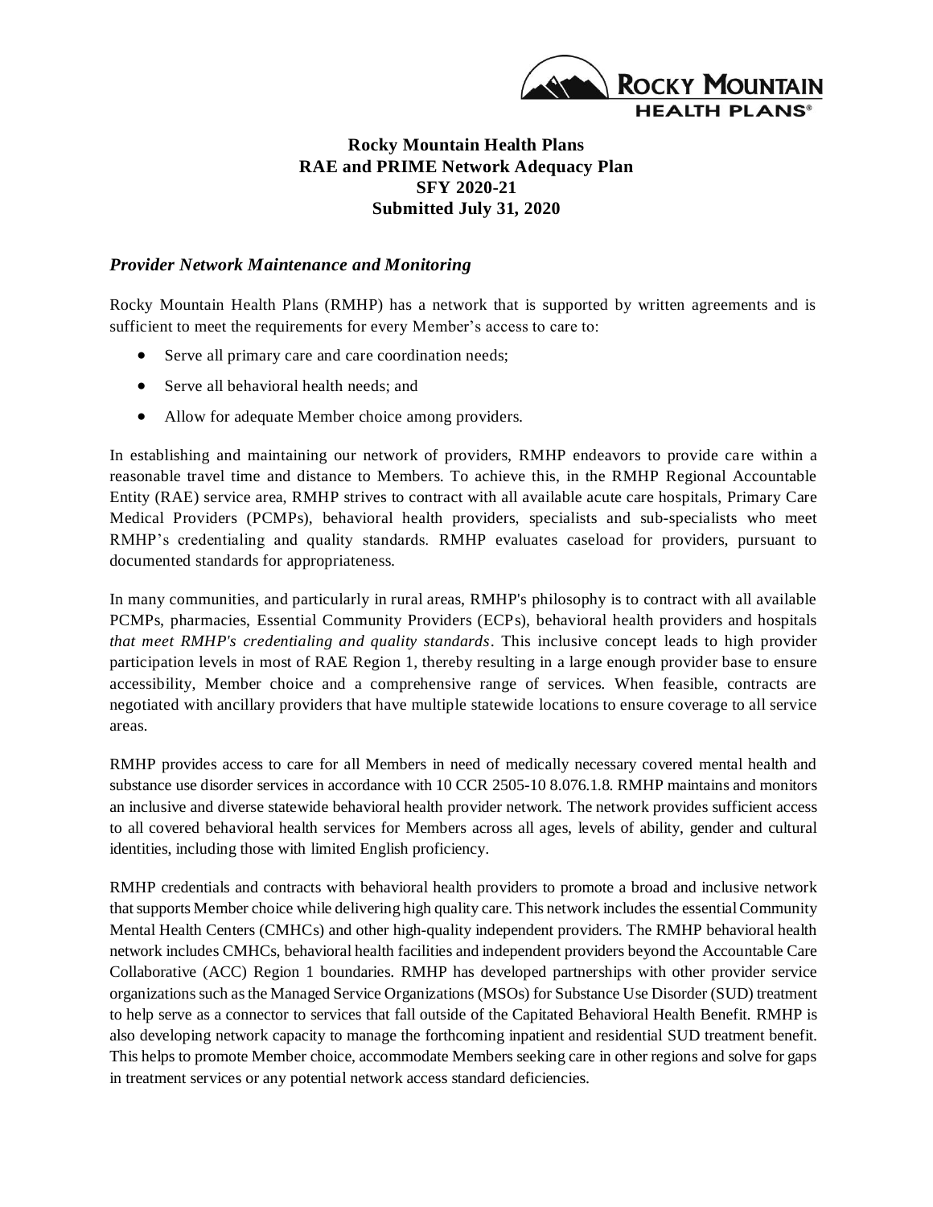# Rocky Mountain Health Plans
# RAE and PRIME Network Adequacy Plan
# SFY 2020-21
# Submitted July 31, 2020

## *Provider Network Maintenance and Monitoring*

Rocky Mountain Health Plans (RMHP) has a network that is supported by written agreements and is sufficient to meet the requirements for every Member's access to care to:

- Serve all primary care and care coordination needs;
- Serve all behavioral health needs; and
- Allow for adequate Member choice among providers.

In establishing and maintaining our network of providers, RMHP endeavors to provide care within a reasonable travel time and distance to Members. To achieve this, in the RMHP Regional Accountable Entity (RAE) service area, RMHP strives to contract with all available acute care hospitals, Primary Care Medical Providers (PCMPs), behavioral health providers, specialists and sub-specialists who meet RMHP's credentialing and quality standards. RMHP evaluates caseload for providers, pursuant to documented standards for appropriateness.

In many communities, and particularly in rural areas, RMHP's philosophy is to contract with all available PCMPs, pharmacies, Essential Community Providers (ECPs), behavioral health providers and hospitals *that meet RMHP's credentialing and quality standards*. This inclusive concept leads to high provider participation levels in most of RAE Region 1, thereby resulting in a large enough provider base to ensure accessibility, Member choice and a comprehensive range of services. When feasible, contracts are negotiated with ancillary providers that have multiple statewide locations to ensure coverage to all service areas.

RMHP provides access to care for all Members in need of medically necessary covered mental health and substance use disorder services in accordance with 10 CCR 2505-10 8.076.1.8. RMHP maintains and monitors an inclusive and diverse statewide behavioral health provider network. The network provides sufficient access to all covered behavioral health services for Members across all ages, levels of ability, gender and cultural identities, including those with limited English proficiency.

RMHP credentials and contracts with behavioral health providers to promote a broad and inclusive network that supports Member choice while delivering high quality care. This network includes the essential Community Mental Health Centers (CMHCs) and other high-quality independent providers. The RMHP behavioral health network includes CMHCs, behavioral health facilities and independent providers beyond the Accountable Care Collaborative (ACC) Region 1 boundaries. RMHP has developed partnerships with other provider service organizations such as the Managed Service Organizations (MSOs) for Substance Use Disorder (SUD) treatment to help serve as a connector to services that fall outside of the Capitated Behavioral Health Benefit. RMHP is also developing network capacity to manage the forthcoming inpatient and residential SUD treatment benefit. This helps to promote Member choice, accommodate Members seeking care in other regions and solve for gaps in treatment services or any potential network access standard deficiencies.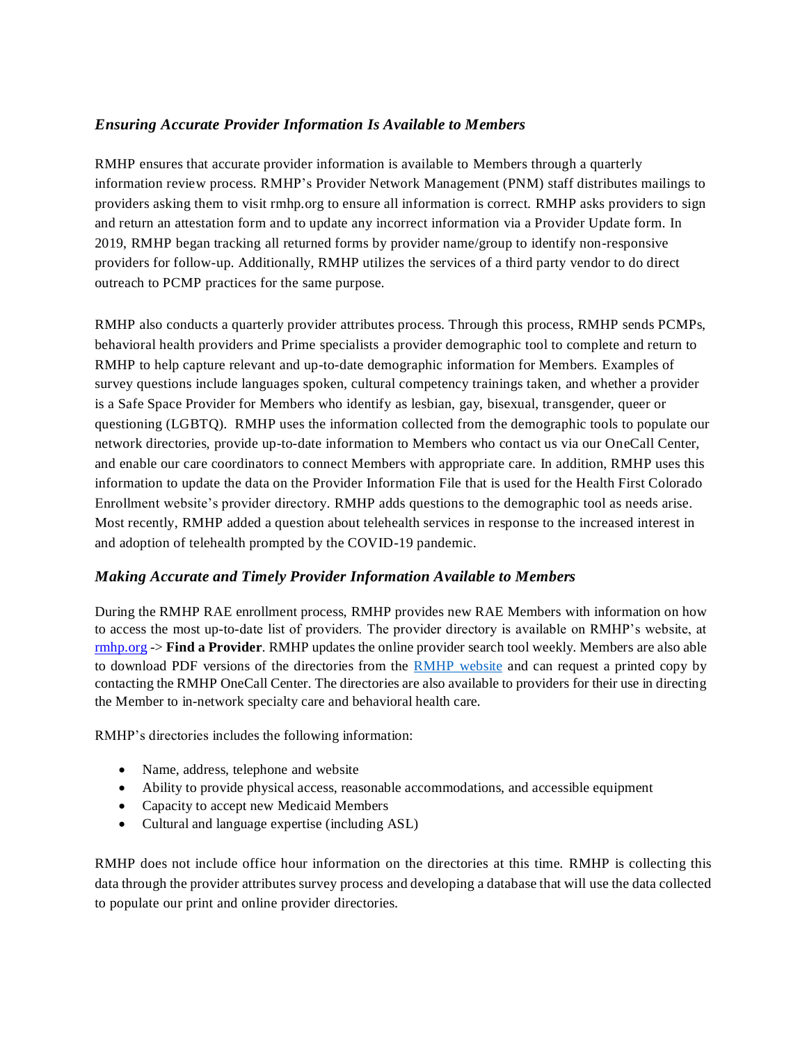### *Ensuring Accurate Provider Information Is Available to Members*

RMHP ensures that accurate provider information is available to Members through a quarterly information review process. RMHP's Provider Network Management (PNM) staff distributes mailings to providers asking them to visit rmhp.org to ensure all information is correct. RMHP asks providers to sign and return an attestation form and to update any incorrect information via a Provider Update form. In 2019, RMHP began tracking all returned forms by provider name/group to identify non-responsive providers for follow-up. Additionally, RMHP utilizes the services of a third party vendor to do direct outreach to PCMP practices for the same purpose.

RMHP also conducts a quarterly provider attributes process. Through this process, RMHP sends PCMPs, behavioral health providers and Prime specialists a provider demographic tool to complete and return to RMHP to help capture relevant and up-to-date demographic information for Members. Examples of survey questions include languages spoken, cultural competency trainings taken, and whether a provider is a Safe Space Provider for Members who identify as lesbian, gay, bisexual, transgender, queer or questioning (LGBTQ). RMHP uses the information collected from the demographic tools to populate our network directories, provide up-to-date information to Members who contact us via our OneCall Center, and enable our care coordinators to connect Members with appropriate care. In addition, RMHP uses this information to update the data on the Provider Information File that is used for the Health First Colorado Enrollment website's provider directory. RMHP adds questions to the demographic tool as needs arise. Most recently, RMHP added a question about telehealth services in response to the increased interest in and adoption of telehealth prompted by the COVID-19 pandemic.

### *Making Accurate and Timely Provider Information Available to Members*

During the RMHP RAE enrollment process, RMHP provides new RAE Members with information on how to access the most up-to-date list of providers. The provider directory is available on RMHP's website, at rmhp.org -> **Find a Provider**. RMHP updates the online provider search tool weekly. Members are also able to download PDF versions of the directories from the RMHP website and can request a printed copy by contacting the RMHP OneCall Center. The directories are also available to providers for their use in directing the Member to in-network specialty care and behavioral health care.

RMHP's directories includes the following information:

- Name, address, telephone and website
- Ability to provide physical access, reasonable accommodations, and accessible equipment
- Capacity to accept new Medicaid Members
- Cultural and language expertise (including ASL)

RMHP does not include office hour information on the directories at this time. RMHP is collecting this data through the provider attributes survey process and developing a database that will use the data collected to populate our print and online provider directories.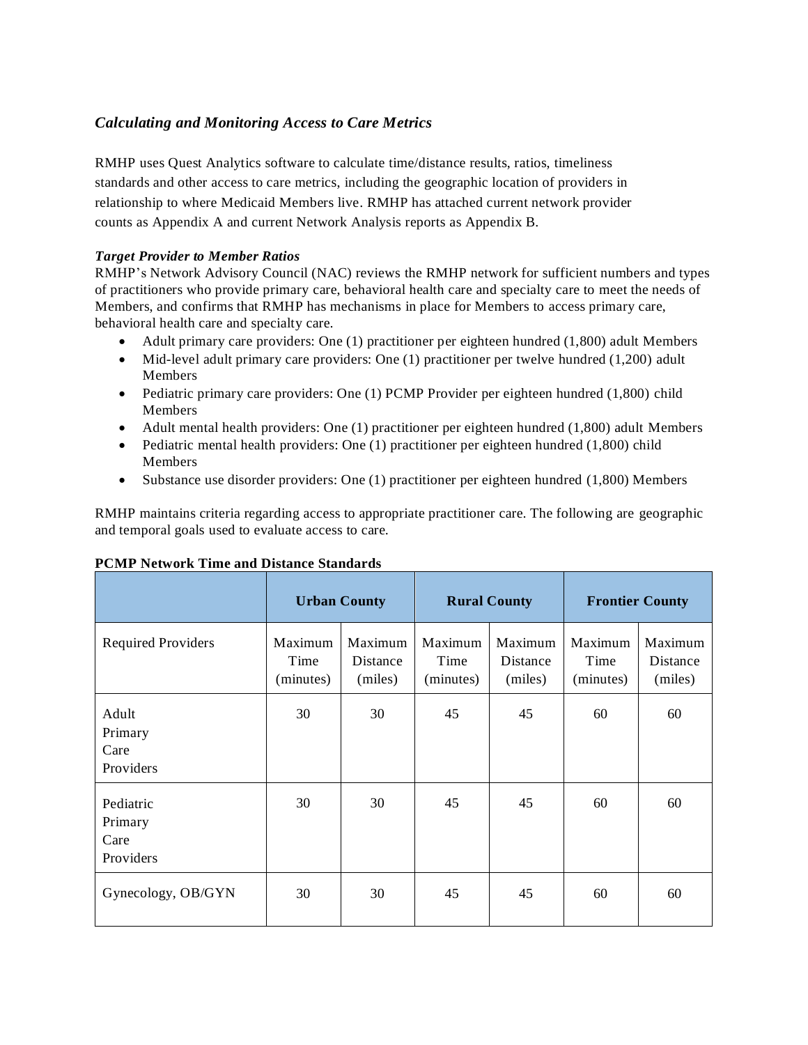### *Calculating and Monitoring Access to Care Metrics*

RMHP uses Quest Analytics software to calculate time/distance results, ratios, timeliness standards and other access to care metrics, including the geographic location of providers in relationship to where Medicaid Members live. RMHP has attached current network provider counts as Appendix A and current Network Analysis reports as Appendix B.

***Target Provider to Member Ratios***

RMHP's Network Advisory Council (NAC) reviews the RMHP network for sufficient numbers and types of practitioners who provide primary care, behavioral health care and specialty care to meet the needs of Members, and confirms that RMHP has mechanisms in place for Members to access primary care, behavioral health care and specialty care.

- Adult primary care providers: One (1) practitioner per eighteen hundred (1,800) adult Members
- Mid-level adult primary care providers: One (1) practitioner per twelve hundred (1,200) adult Members
- Pediatric primary care providers: One (1) PCMP Provider per eighteen hundred (1,800) child Members
- Adult mental health providers: One (1) practitioner per eighteen hundred (1,800) adult Members
- Pediatric mental health providers: One (1) practitioner per eighteen hundred (1,800) child Members
- Substance use disorder providers: One (1) practitioner per eighteen hundred (1,800) Members

RMHP maintains criteria regarding access to appropriate practitioner care. The following are geographic and temporal goals used to evaluate access to care.

**PCMP Network Time and Distance Standards**

| | **Urban County** | | **Rural County** | | **Frontier County** | |
|---|---|---|---|---|---|---|
| Required Providers | Maximum Time (minutes) | Maximum Distance (miles) | Maximum Time (minutes) | Maximum Distance (miles) | Maximum Time (minutes) | Maximum Distance (miles) |
| Adult Primary Care Providers | 30 | 30 | 45 | 45 | 60 | 60 |
| Pediatric Primary Care Providers | 30 | 30 | 45 | 45 | 60 | 60 |
| Gynecology, OB/GYN | 30 | 30 | 45 | 45 | 60 | 60 |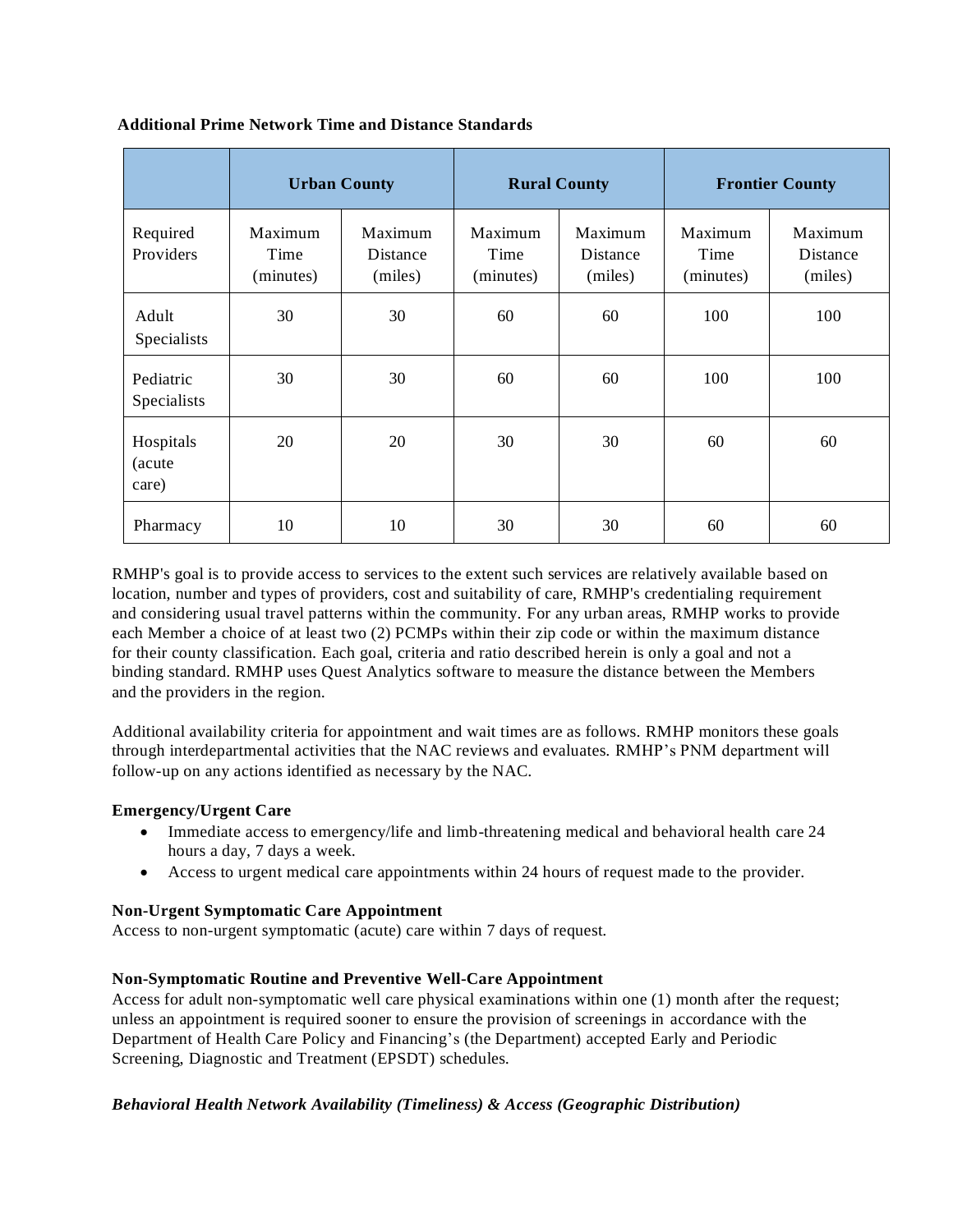**Additional Prime Network Time and Distance Standards**

| | Urban County | | Rural County | | Frontier County | |
|---|---|---|---|---|---|---|
| Required Providers | Maximum Time (minutes) | Maximum Distance (miles) | Maximum Time (minutes) | Maximum Distance (miles) | Maximum Time (minutes) | Maximum Distance (miles) |
| Adult Specialists | 30 | 30 | 60 | 60 | 100 | 100 |
| Pediatric Specialists | 30 | 30 | 60 | 60 | 100 | 100 |
| Hospitals (acute care) | 20 | 20 | 30 | 30 | 60 | 60 |
| Pharmacy | 10 | 10 | 30 | 30 | 60 | 60 |

RMHP's goal is to provide access to services to the extent such services are relatively available based on location, number and types of providers, cost and suitability of care, RMHP's credentialing requirement and considering usual travel patterns within the community. For any urban areas, RMHP works to provide each Member a choice of at least two (2) PCMPs within their zip code or within the maximum distance for their county classification. Each goal, criteria and ratio described herein is only a goal and not a binding standard. RMHP uses Quest Analytics software to measure the distance between the Members and the providers in the region.

Additional availability criteria for appointment and wait times are as follows. RMHP monitors these goals through interdepartmental activities that the NAC reviews and evaluates. RMHP's PNM department will follow-up on any actions identified as necessary by the NAC.

**Emergency/Urgent Care**

- Immediate access to emergency/life and limb-threatening medical and behavioral health care 24 hours a day, 7 days a week.
- Access to urgent medical care appointments within 24 hours of request made to the provider.

**Non-Urgent Symptomatic Care Appointment**

Access to non-urgent symptomatic (acute) care within 7 days of request.

**Non-Symptomatic Routine and Preventive Well-Care Appointment**

Access for adult non-symptomatic well care physical examinations within one (1) month after the request; unless an appointment is required sooner to ensure the provision of screenings in accordance with the Department of Health Care Policy and Financing's (the Department) accepted Early and Periodic Screening, Diagnostic and Treatment (EPSDT) schedules.

***Behavioral Health Network Availability (Timeliness) & Access (Geographic Distribution)***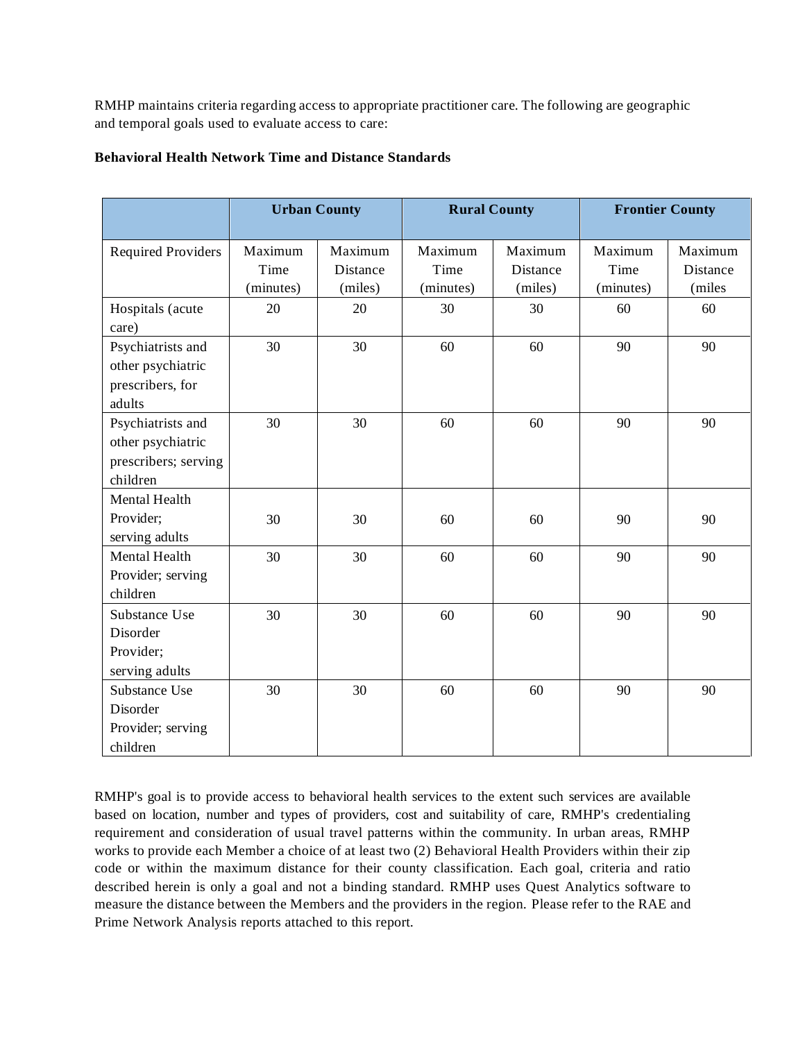RMHP maintains criteria regarding access to appropriate practitioner care. The following are geographic and temporal goals used to evaluate access to care:

**Behavioral Health Network Time and Distance Standards**

| | **Urban County** | | **Rural County** | | **Frontier County** | |
|---|---|---|---|---|---|---|
| Required Providers | Maximum Time (minutes) | Maximum Distance (miles) | Maximum Time (minutes) | Maximum Distance (miles) | Maximum Time (minutes) | Maximum Distance (miles |
| Hospitals (acute care) | 20 | 20 | 30 | 30 | 60 | 60 |
| Psychiatrists and other psychiatric prescribers, for adults | 30 | 30 | 60 | 60 | 90 | 90 |
| Psychiatrists and other psychiatric prescribers; serving children | 30 | 30 | 60 | 60 | 90 | 90 |
| Mental Health Provider; serving adults | 30 | 30 | 60 | 60 | 90 | 90 |
| Mental Health Provider; serving children | 30 | 30 | 60 | 60 | 90 | 90 |
| Substance Use Disorder Provider; serving adults | 30 | 30 | 60 | 60 | 90 | 90 |
| Substance Use Disorder Provider; serving children | 30 | 30 | 60 | 60 | 90 | 90 |

RMHP's goal is to provide access to behavioral health services to the extent such services are available based on location, number and types of providers, cost and suitability of care, RMHP's credentialing requirement and consideration of usual travel patterns within the community. In urban areas, RMHP works to provide each Member a choice of at least two (2) Behavioral Health Providers within their zip code or within the maximum distance for their county classification. Each goal, criteria and ratio described herein is only a goal and not a binding standard. RMHP uses Quest Analytics software to measure the distance between the Members and the providers in the region. Please refer to the RAE and Prime Network Analysis reports attached to this report.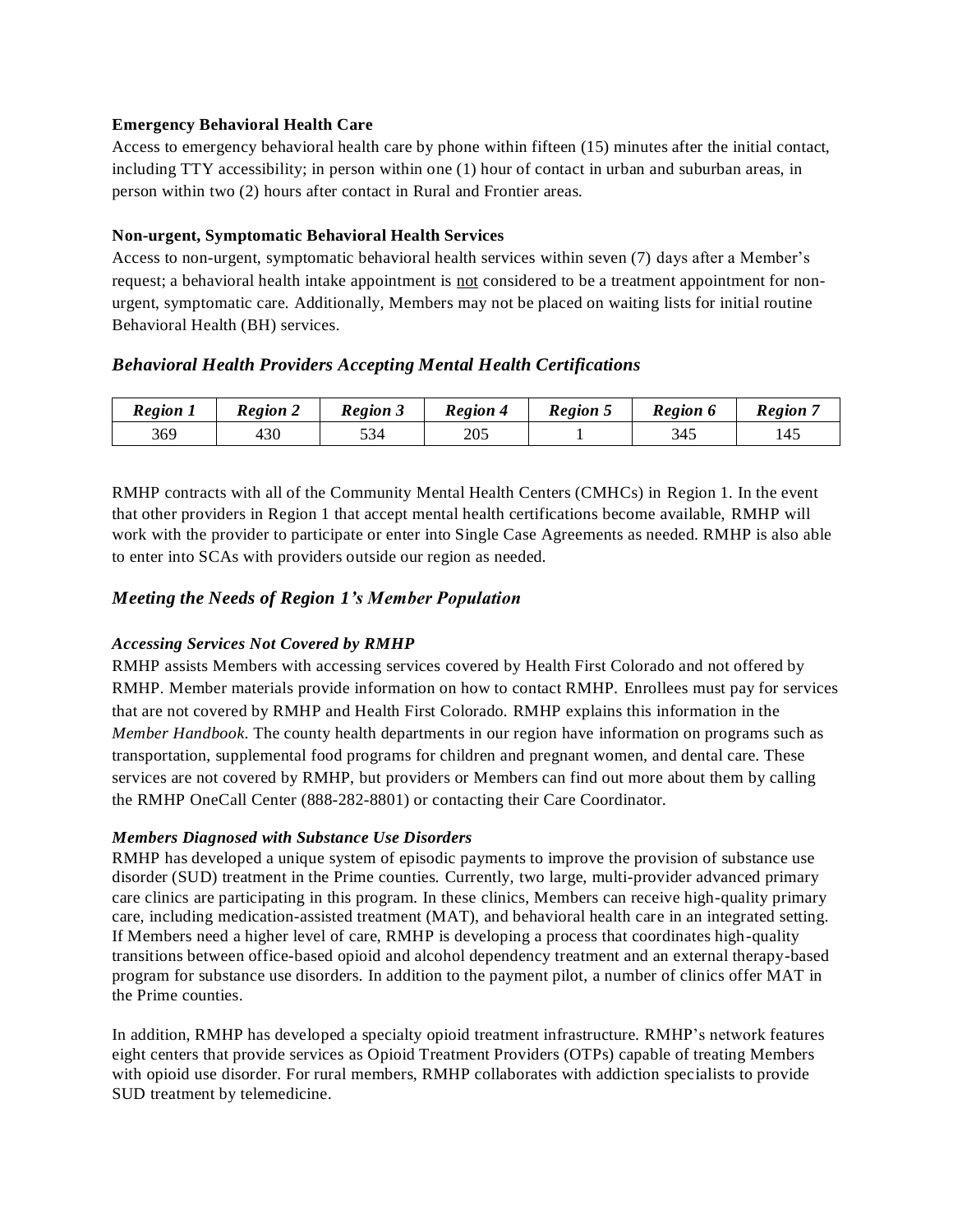**Emergency Behavioral Health Care**

Access to emergency behavioral health care by phone within fifteen (15) minutes after the initial contact, including TTY accessibility; in person within one (1) hour of contact in urban and suburban areas, in person within two (2) hours after contact in Rural and Frontier areas.

**Non-urgent, Symptomatic Behavioral Health Services**

Access to non-urgent, symptomatic behavioral health services within seven (7) days after a Member's request; a behavioral health intake appointment is <u>not</u> considered to be a treatment appointment for non-urgent, symptomatic care. Additionally, Members may not be placed on waiting lists for initial routine Behavioral Health (BH) services.

### *Behavioral Health Providers Accepting Mental Health Certifications*

| ***Region 1*** | ***Region 2*** | ***Region 3*** | ***Region 4*** | ***Region 5*** | ***Region 6*** | ***Region 7*** |
|---|---|---|---|---|---|---|
| 369 | 430 | 534 | 205 | 1 | 345 | 145 |

RMHP contracts with all of the Community Mental Health Centers (CMHCs) in Region 1. In the event that other providers in Region 1 that accept mental health certifications become available, RMHP will work with the provider to participate or enter into Single Case Agreements as needed. RMHP is also able to enter into SCAs with providers outside our region as needed.

### *Meeting the Needs of Region 1's Member Population*

***Accessing Services Not Covered by RMHP***

RMHP assists Members with accessing services covered by Health First Colorado and not offered by RMHP. Member materials provide information on how to contact RMHP. Enrollees must pay for services that are not covered by RMHP and Health First Colorado. RMHP explains this information in the *Member Handbook*. The county health departments in our region have information on programs such as transportation, supplemental food programs for children and pregnant women, and dental care. These services are not covered by RMHP, but providers or Members can find out more about them by calling the RMHP OneCall Center (888-282-8801) or contacting their Care Coordinator.

***Members Diagnosed with Substance Use Disorders***

RMHP has developed a unique system of episodic payments to improve the provision of substance use disorder (SUD) treatment in the Prime counties. Currently, two large, multi-provider advanced primary care clinics are participating in this program. In these clinics, Members can receive high-quality primary care, including medication-assisted treatment (MAT), and behavioral health care in an integrated setting. If Members need a higher level of care, RMHP is developing a process that coordinates high-quality transitions between office-based opioid and alcohol dependency treatment and an external therapy-based program for substance use disorders. In addition to the payment pilot, a number of clinics offer MAT in the Prime counties.

In addition, RMHP has developed a specialty opioid treatment infrastructure. RMHP's network features eight centers that provide services as Opioid Treatment Providers (OTPs) capable of treating Members with opioid use disorder. For rural members, RMHP collaborates with addiction specialists to provide SUD treatment by telemedicine.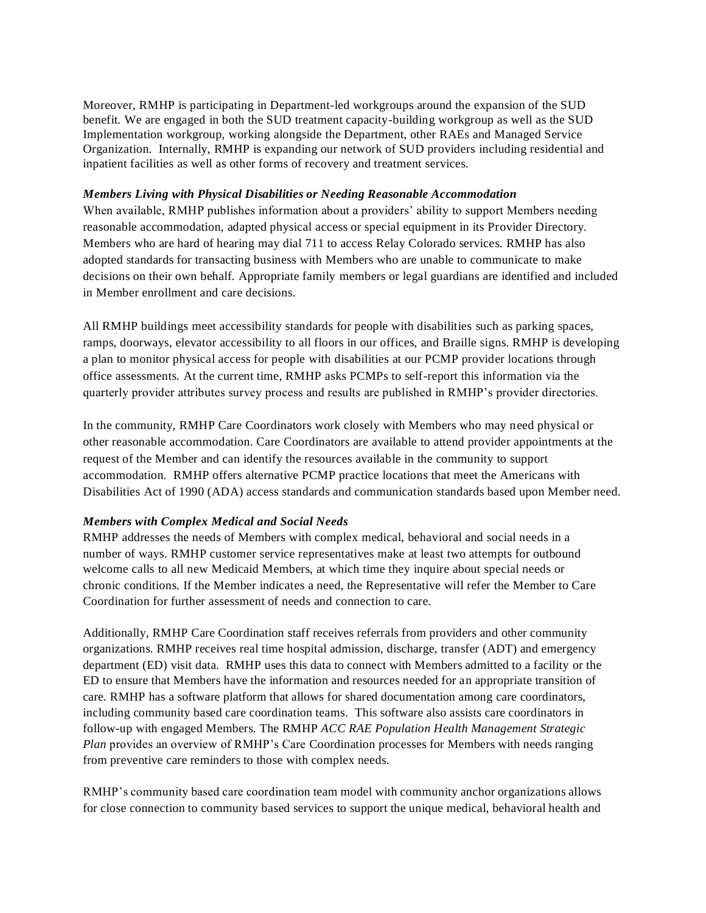Moreover, RMHP is participating in Department-led workgroups around the expansion of the SUD benefit. We are engaged in both the SUD treatment capacity-building workgroup as well as the SUD Implementation workgroup, working alongside the Department, other RAEs and Managed Service Organization. Internally, RMHP is expanding our network of SUD providers including residential and inpatient facilities as well as other forms of recovery and treatment services.

***Members Living with Physical Disabilities or Needing Reasonable Accommodation***

When available, RMHP publishes information about a providers' ability to support Members needing reasonable accommodation, adapted physical access or special equipment in its Provider Directory. Members who are hard of hearing may dial 711 to access Relay Colorado services. RMHP has also adopted standards for transacting business with Members who are unable to communicate to make decisions on their own behalf. Appropriate family members or legal guardians are identified and included in Member enrollment and care decisions.

All RMHP buildings meet accessibility standards for people with disabilities such as parking spaces, ramps, doorways, elevator accessibility to all floors in our offices, and Braille signs. RMHP is developing a plan to monitor physical access for people with disabilities at our PCMP provider locations through office assessments. At the current time, RMHP asks PCMPs to self-report this information via the quarterly provider attributes survey process and results are published in RMHP's provider directories.

In the community, RMHP Care Coordinators work closely with Members who may need physical or other reasonable accommodation. Care Coordinators are available to attend provider appointments at the request of the Member and can identify the resources available in the community to support accommodation. RMHP offers alternative PCMP practice locations that meet the Americans with Disabilities Act of 1990 (ADA) access standards and communication standards based upon Member need.

***Members with Complex Medical and Social Needs***

RMHP addresses the needs of Members with complex medical, behavioral and social needs in a number of ways. RMHP customer service representatives make at least two attempts for outbound welcome calls to all new Medicaid Members, at which time they inquire about special needs or chronic conditions. If the Member indicates a need, the Representative will refer the Member to Care Coordination for further assessment of needs and connection to care.

Additionally, RMHP Care Coordination staff receives referrals from providers and other community organizations. RMHP receives real time hospital admission, discharge, transfer (ADT) and emergency department (ED) visit data. RMHP uses this data to connect with Members admitted to a facility or the ED to ensure that Members have the information and resources needed for an appropriate transition of care. RMHP has a software platform that allows for shared documentation among care coordinators, including community based care coordination teams. This software also assists care coordinators in follow-up with engaged Members. The RMHP *ACC RAE Population Health Management Strategic Plan* provides an overview of RMHP's Care Coordination processes for Members with needs ranging from preventive care reminders to those with complex needs.

RMHP's community based care coordination team model with community anchor organizations allows for close connection to community based services to support the unique medical, behavioral health and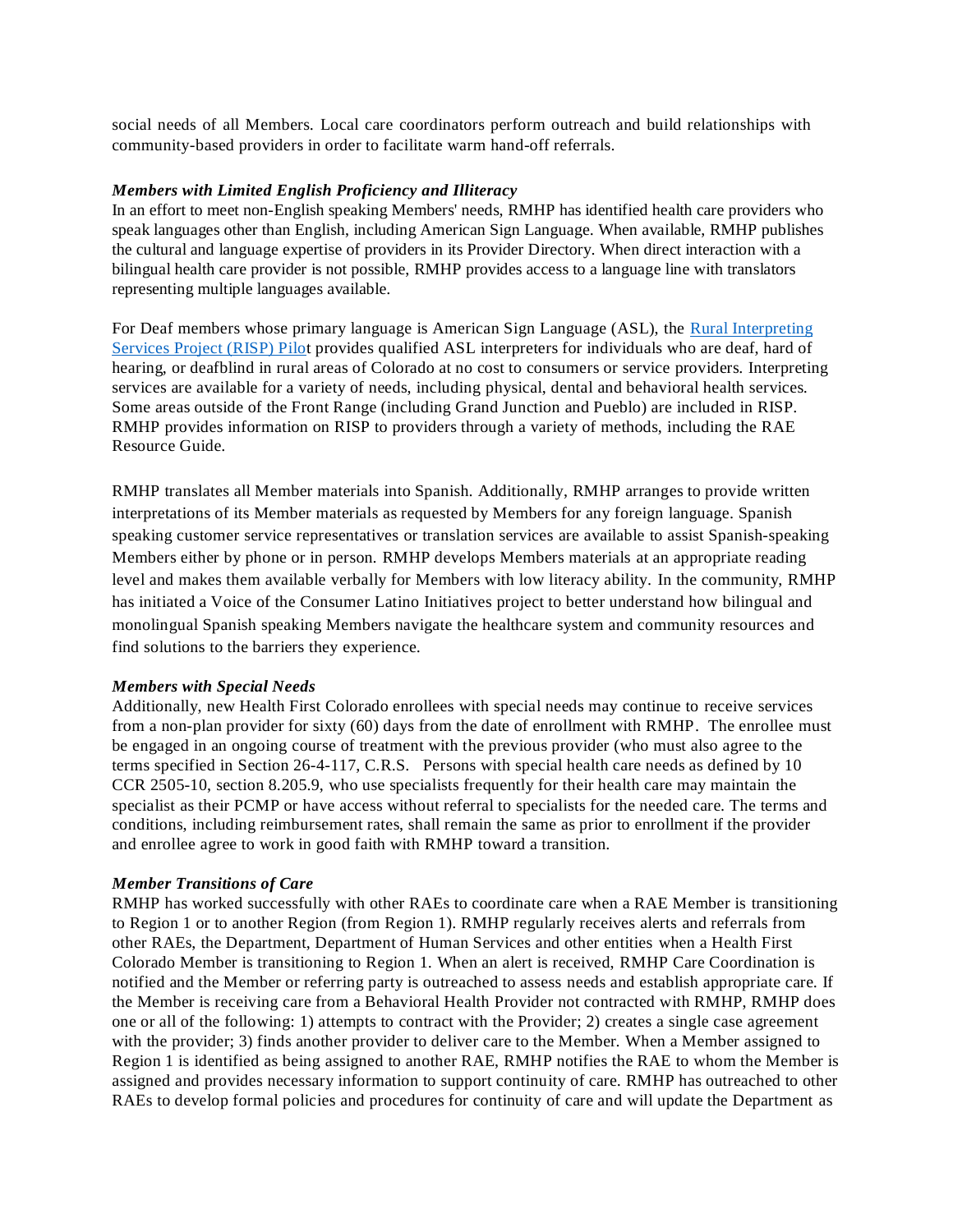social needs of all Members. Local care coordinators perform outreach and build relationships with community-based providers in order to facilitate warm hand-off referrals.

***Members with Limited English Proficiency and Illiteracy***

In an effort to meet non-English speaking Members' needs, RMHP has identified health care providers who speak languages other than English, including American Sign Language. When available, RMHP publishes the cultural and language expertise of providers in its Provider Directory. When direct interaction with a bilingual health care provider is not possible, RMHP provides access to a language line with translators representing multiple languages available.

For Deaf members whose primary language is American Sign Language (ASL), the Rural Interpreting Services Project (RISP) Pilot provides qualified ASL interpreters for individuals who are deaf, hard of hearing, or deafblind in rural areas of Colorado at no cost to consumers or service providers. Interpreting services are available for a variety of needs, including physical, dental and behavioral health services. Some areas outside of the Front Range (including Grand Junction and Pueblo) are included in RISP. RMHP provides information on RISP to providers through a variety of methods, including the RAE Resource Guide.

RMHP translates all Member materials into Spanish. Additionally, RMHP arranges to provide written interpretations of its Member materials as requested by Members for any foreign language. Spanish speaking customer service representatives or translation services are available to assist Spanish-speaking Members either by phone or in person. RMHP develops Members materials at an appropriate reading level and makes them available verbally for Members with low literacy ability. In the community, RMHP has initiated a Voice of the Consumer Latino Initiatives project to better understand how bilingual and monolingual Spanish speaking Members navigate the healthcare system and community resources and find solutions to the barriers they experience.

***Members with Special Needs***

Additionally, new Health First Colorado enrollees with special needs may continue to receive services from a non-plan provider for sixty (60) days from the date of enrollment with RMHP. The enrollee must be engaged in an ongoing course of treatment with the previous provider (who must also agree to the terms specified in Section 26-4-117, C.R.S. Persons with special health care needs as defined by 10 CCR 2505-10, section 8.205.9, who use specialists frequently for their health care may maintain the specialist as their PCMP or have access without referral to specialists for the needed care. The terms and conditions, including reimbursement rates, shall remain the same as prior to enrollment if the provider and enrollee agree to work in good faith with RMHP toward a transition.

***Member Transitions of Care***

RMHP has worked successfully with other RAEs to coordinate care when a RAE Member is transitioning to Region 1 or to another Region (from Region 1). RMHP regularly receives alerts and referrals from other RAEs, the Department, Department of Human Services and other entities when a Health First Colorado Member is transitioning to Region 1. When an alert is received, RMHP Care Coordination is notified and the Member or referring party is outreached to assess needs and establish appropriate care. If the Member is receiving care from a Behavioral Health Provider not contracted with RMHP, RMHP does one or all of the following: 1) attempts to contract with the Provider; 2) creates a single case agreement with the provider; 3) finds another provider to deliver care to the Member. When a Member assigned to Region 1 is identified as being assigned to another RAE, RMHP notifies the RAE to whom the Member is assigned and provides necessary information to support continuity of care. RMHP has outreached to other RAEs to develop formal policies and procedures for continuity of care and will update the Department as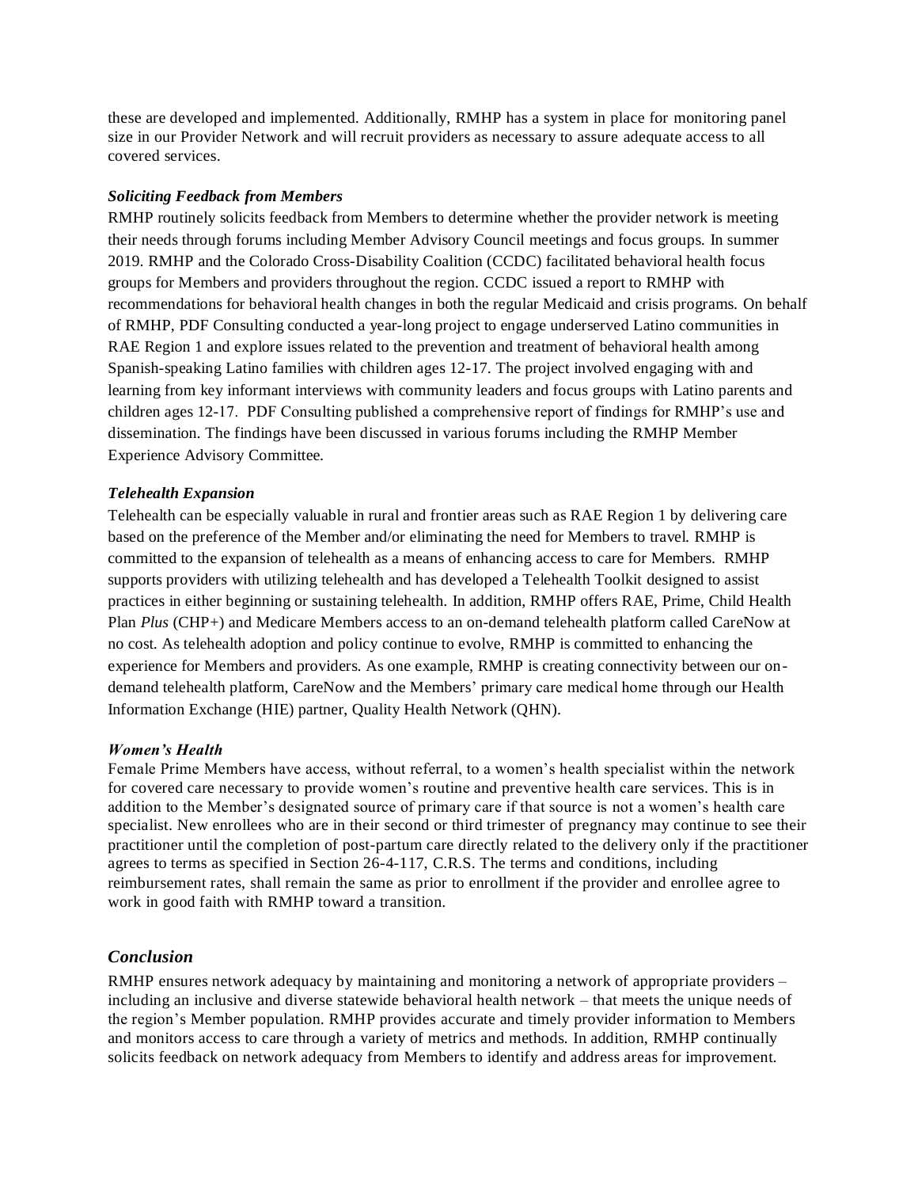these are developed and implemented. Additionally, RMHP has a system in place for monitoring panel size in our Provider Network and will recruit providers as necessary to assure adequate access to all covered services.

***Soliciting Feedback from Members***

RMHP routinely solicits feedback from Members to determine whether the provider network is meeting their needs through forums including Member Advisory Council meetings and focus groups. In summer 2019. RMHP and the Colorado Cross-Disability Coalition (CCDC) facilitated behavioral health focus groups for Members and providers throughout the region. CCDC issued a report to RMHP with recommendations for behavioral health changes in both the regular Medicaid and crisis programs. On behalf of RMHP, PDF Consulting conducted a year-long project to engage underserved Latino communities in RAE Region 1 and explore issues related to the prevention and treatment of behavioral health among Spanish-speaking Latino families with children ages 12-17. The project involved engaging with and learning from key informant interviews with community leaders and focus groups with Latino parents and children ages 12-17. PDF Consulting published a comprehensive report of findings for RMHP's use and dissemination. The findings have been discussed in various forums including the RMHP Member Experience Advisory Committee.

***Telehealth Expansion***

Telehealth can be especially valuable in rural and frontier areas such as RAE Region 1 by delivering care based on the preference of the Member and/or eliminating the need for Members to travel. RMHP is committed to the expansion of telehealth as a means of enhancing access to care for Members. RMHP supports providers with utilizing telehealth and has developed a Telehealth Toolkit designed to assist practices in either beginning or sustaining telehealth. In addition, RMHP offers RAE, Prime, Child Health Plan *Plus* (CHP+) and Medicare Members access to an on-demand telehealth platform called CareNow at no cost. As telehealth adoption and policy continue to evolve, RMHP is committed to enhancing the experience for Members and providers. As one example, RMHP is creating connectivity between our on-demand telehealth platform, CareNow and the Members' primary care medical home through our Health Information Exchange (HIE) partner, Quality Health Network (QHN).

***Women's Health***

Female Prime Members have access, without referral, to a women's health specialist within the network for covered care necessary to provide women's routine and preventive health care services. This is in addition to the Member's designated source of primary care if that source is not a women's health care specialist. New enrollees who are in their second or third trimester of pregnancy may continue to see their practitioner until the completion of post-partum care directly related to the delivery only if the practitioner agrees to terms as specified in Section 26-4-117, C.R.S. The terms and conditions, including reimbursement rates, shall remain the same as prior to enrollment if the provider and enrollee agree to work in good faith with RMHP toward a transition.

## *Conclusion*

RMHP ensures network adequacy by maintaining and monitoring a network of appropriate providers – including an inclusive and diverse statewide behavioral health network – that meets the unique needs of the region's Member population. RMHP provides accurate and timely provider information to Members and monitors access to care through a variety of metrics and methods. In addition, RMHP continually solicits feedback on network adequacy from Members to identify and address areas for improvement.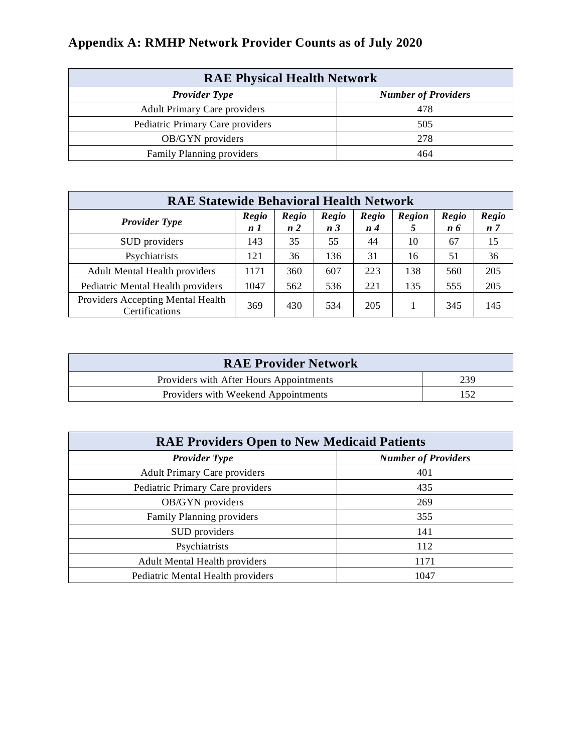## Appendix A: RMHP Network Provider Counts as of July 2020

| RAE Physical Health Network | |
|---|---|
| ***Provider Type*** | ***Number of Providers*** |
| Adult Primary Care providers | 478 |
| Pediatric Primary Care providers | 505 |
| OB/GYN providers | 278 |
| Family Planning providers | 464 |

| RAE Statewide Behavioral Health Network | | | | | | | |
|---|---|---|---|---|---|---|---|
| ***Provider Type*** | ***Region 1*** | ***Region 2*** | ***Region 3*** | ***Region 4*** | ***Region 5*** | ***Region 6*** | ***Region 7*** |
| SUD providers | 143 | 35 | 55 | 44 | 10 | 67 | 15 |
| Psychiatrists | 121 | 36 | 136 | 31 | 16 | 51 | 36 |
| Adult Mental Health providers | 1171 | 360 | 607 | 223 | 138 | 560 | 205 |
| Pediatric Mental Health providers | 1047 | 562 | 536 | 221 | 135 | 555 | 205 |
| Providers Accepting Mental Health Certifications | 369 | 430 | 534 | 205 | 1 | 345 | 145 |

| RAE Provider Network | |
|---|---|
| Providers with After Hours Appointments | 239 |
| Providers with Weekend Appointments | 152 |

| RAE Providers Open to New Medicaid Patients | |
|---|---|
| ***Provider Type*** | ***Number of Providers*** |
| Adult Primary Care providers | 401 |
| Pediatric Primary Care providers | 435 |
| OB/GYN providers | 269 |
| Family Planning providers | 355 |
| SUD providers | 141 |
| Psychiatrists | 112 |
| Adult Mental Health providers | 1171 |
| Pediatric Mental Health providers | 1047 |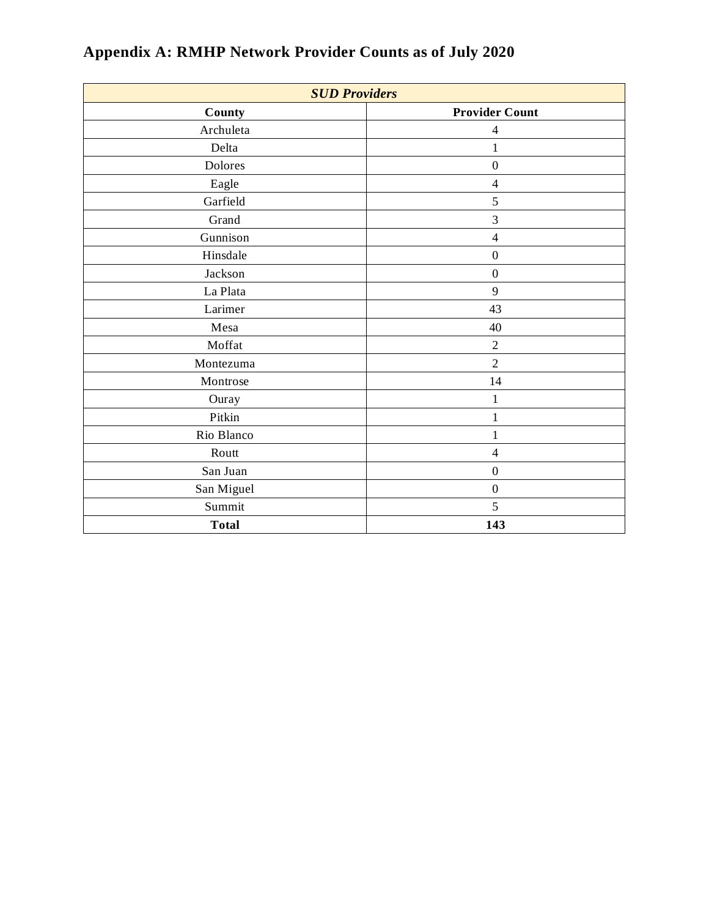# Appendix A: RMHP Network Provider Counts as of July 2020

| ***SUD Providers*** | |
|---|---|
| **County** | **Provider Count** |
| Archuleta | 4 |
| Delta | 1 |
| Dolores | 0 |
| Eagle | 4 |
| Garfield | 5 |
| Grand | 3 |
| Gunnison | 4 |
| Hinsdale | 0 |
| Jackson | 0 |
| La Plata | 9 |
| Larimer | 43 |
| Mesa | 40 |
| Moffat | 2 |
| Montezuma | 2 |
| Montrose | 14 |
| Ouray | 1 |
| Pitkin | 1 |
| Rio Blanco | 1 |
| Routt | 4 |
| San Juan | 0 |
| San Miguel | 0 |
| Summit | 5 |
| **Total** | **143** |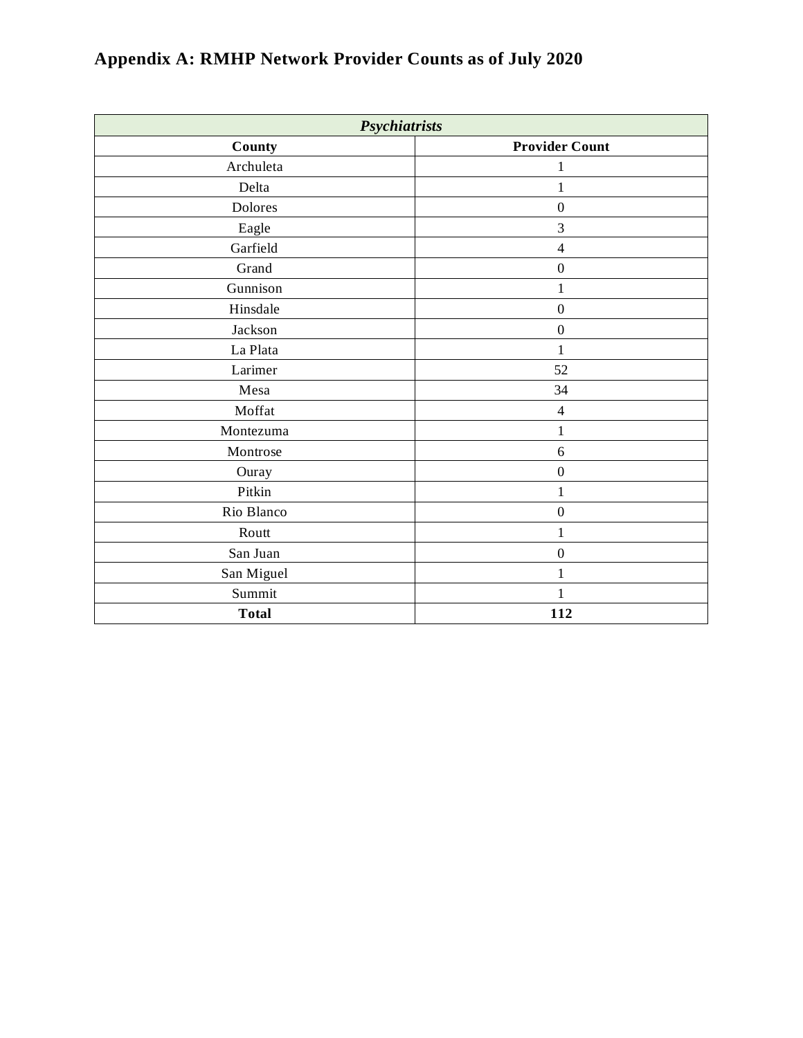## Appendix A: RMHP Network Provider Counts as of July 2020

| ***Psychiatrists*** | |
|---|---|
| **County** | **Provider Count** |
| Archuleta | 1 |
| Delta | 1 |
| Dolores | 0 |
| Eagle | 3 |
| Garfield | 4 |
| Grand | 0 |
| Gunnison | 1 |
| Hinsdale | 0 |
| Jackson | 0 |
| La Plata | 1 |
| Larimer | 52 |
| Mesa | 34 |
| Moffat | 4 |
| Montezuma | 1 |
| Montrose | 6 |
| Ouray | 0 |
| Pitkin | 1 |
| Rio Blanco | 0 |
| Routt | 1 |
| San Juan | 0 |
| San Miguel | 1 |
| Summit | 1 |
| **Total** | **112** |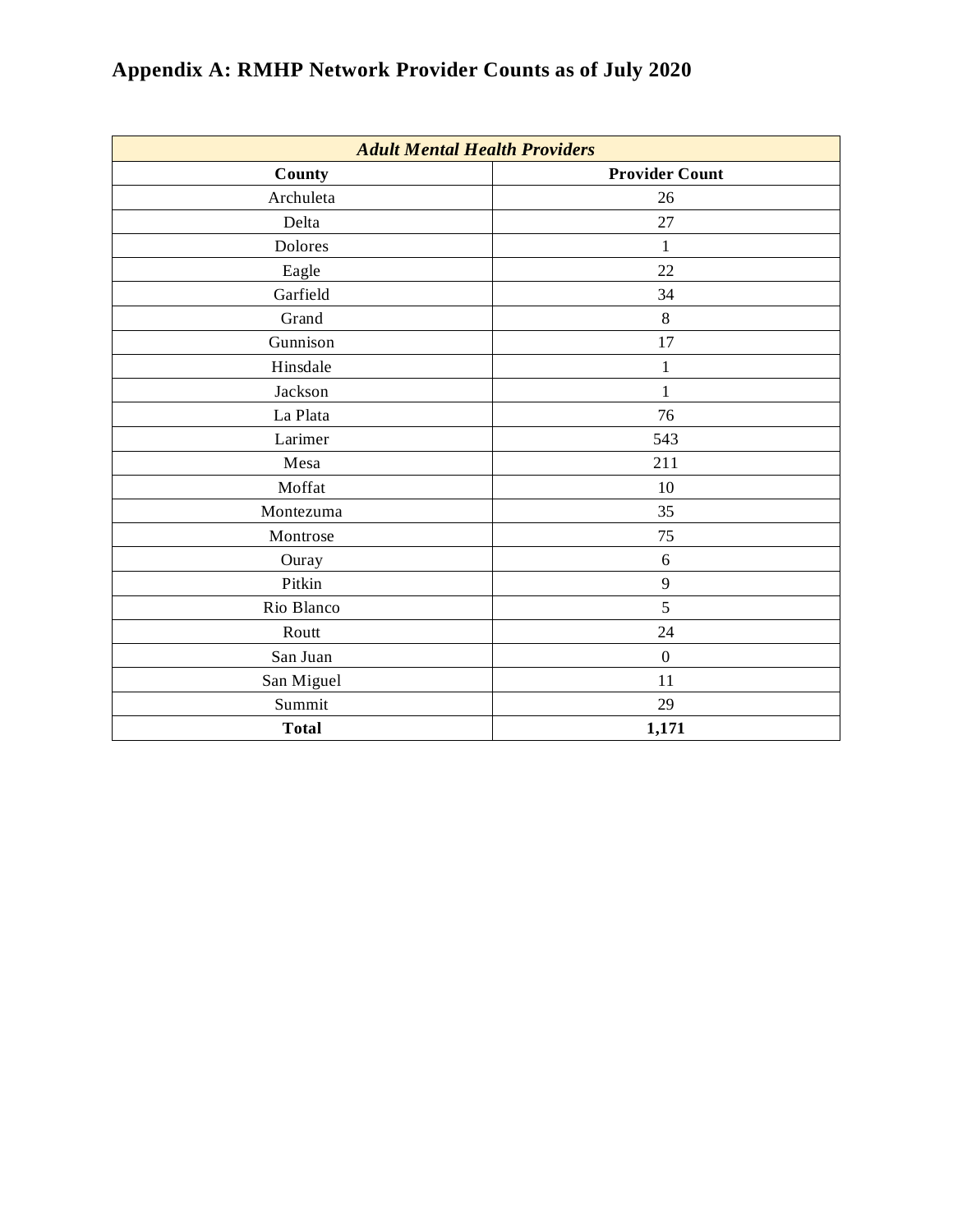## Appendix A: RMHP Network Provider Counts as of July 2020

| *Adult Mental Health Providers* | |
|---|---|
| **County** | **Provider Count** |
| Archuleta | 26 |
| Delta | 27 |
| Dolores | 1 |
| Eagle | 22 |
| Garfield | 34 |
| Grand | 8 |
| Gunnison | 17 |
| Hinsdale | 1 |
| Jackson | 1 |
| La Plata | 76 |
| Larimer | 543 |
| Mesa | 211 |
| Moffat | 10 |
| Montezuma | 35 |
| Montrose | 75 |
| Ouray | 6 |
| Pitkin | 9 |
| Rio Blanco | 5 |
| Routt | 24 |
| San Juan | 0 |
| San Miguel | 11 |
| Summit | 29 |
| **Total** | **1,171** |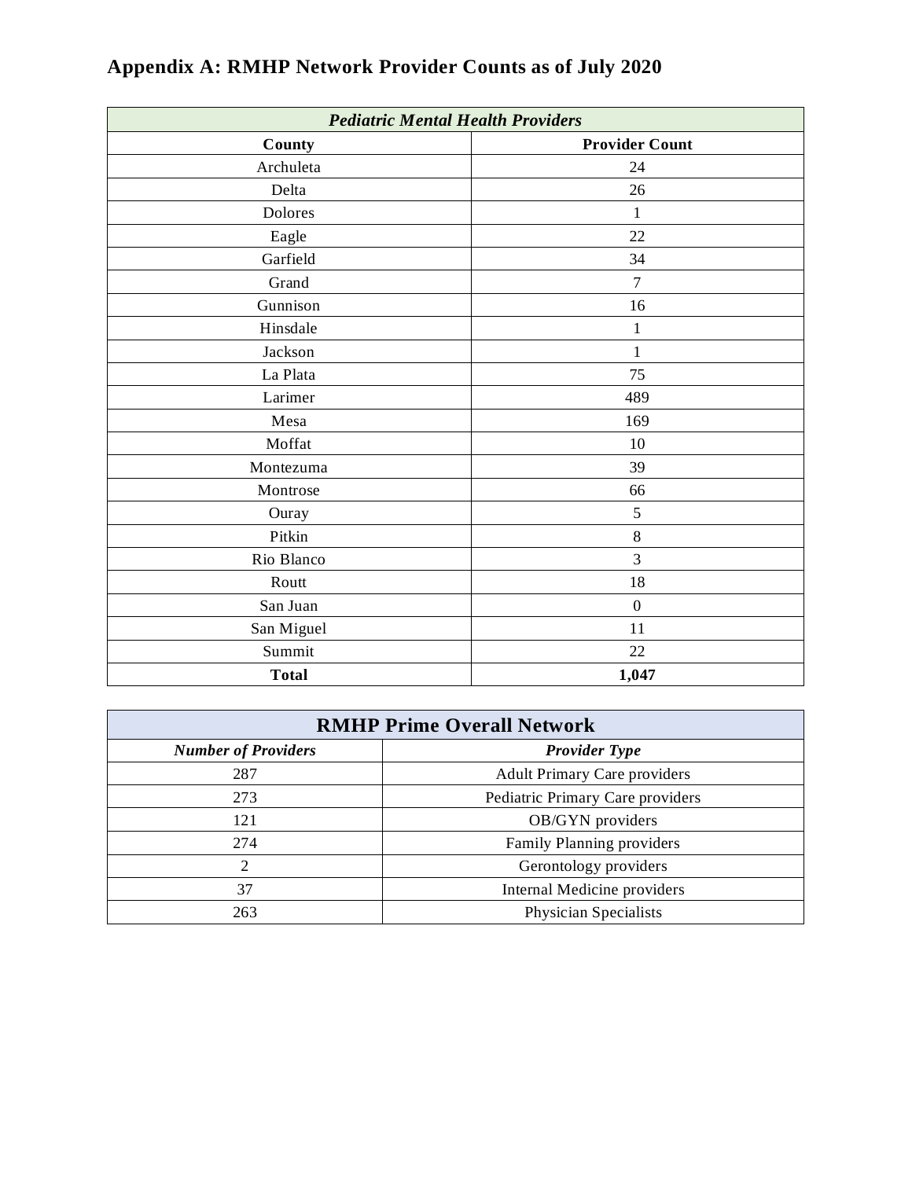## Appendix A: RMHP Network Provider Counts as of July 2020

| *Pediatric Mental Health Providers* | |
|---|---|
| **County** | **Provider Count** |
| Archuleta | 24 |
| Delta | 26 |
| Dolores | 1 |
| Eagle | 22 |
| Garfield | 34 |
| Grand | 7 |
| Gunnison | 16 |
| Hinsdale | 1 |
| Jackson | 1 |
| La Plata | 75 |
| Larimer | 489 |
| Mesa | 169 |
| Moffat | 10 |
| Montezuma | 39 |
| Montrose | 66 |
| Ouray | 5 |
| Pitkin | 8 |
| Rio Blanco | 3 |
| Routt | 18 |
| San Juan | 0 |
| San Miguel | 11 |
| Summit | 22 |
| **Total** | **1,047** |

| **RMHP Prime Overall Network** | |
|---|---|
| ***Number of Providers*** | ***Provider Type*** |
| 287 | Adult Primary Care providers |
| 273 | Pediatric Primary Care providers |
| 121 | OB/GYN providers |
| 274 | Family Planning providers |
| 2 | Gerontology providers |
| 37 | Internal Medicine providers |
| 263 | Physician Specialists |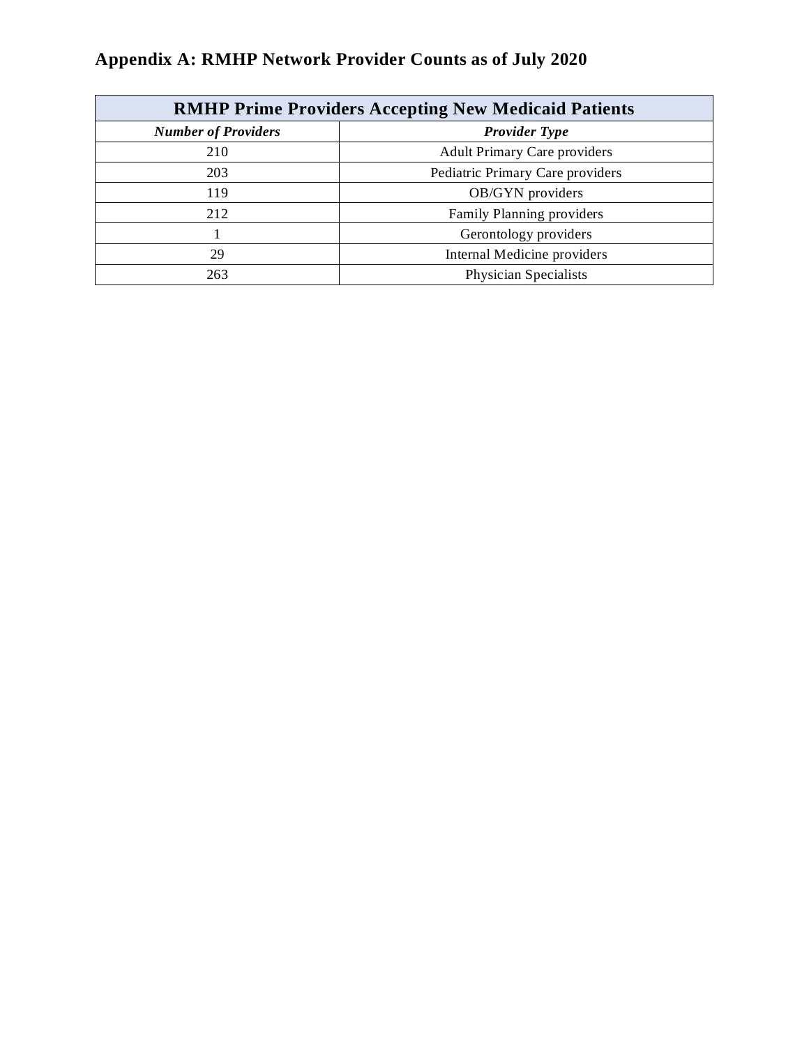## Appendix A: RMHP Network Provider Counts as of July 2020

| RMHP Prime Providers Accepting New Medicaid Patients | |
|---|---|
| ***Number of Providers*** | ***Provider Type*** |
| 210 | Adult Primary Care providers |
| 203 | Pediatric Primary Care providers |
| 119 | OB/GYN providers |
| 212 | Family Planning providers |
| 1 | Gerontology providers |
| 29 | Internal Medicine providers |
| 263 | Physician Specialists |